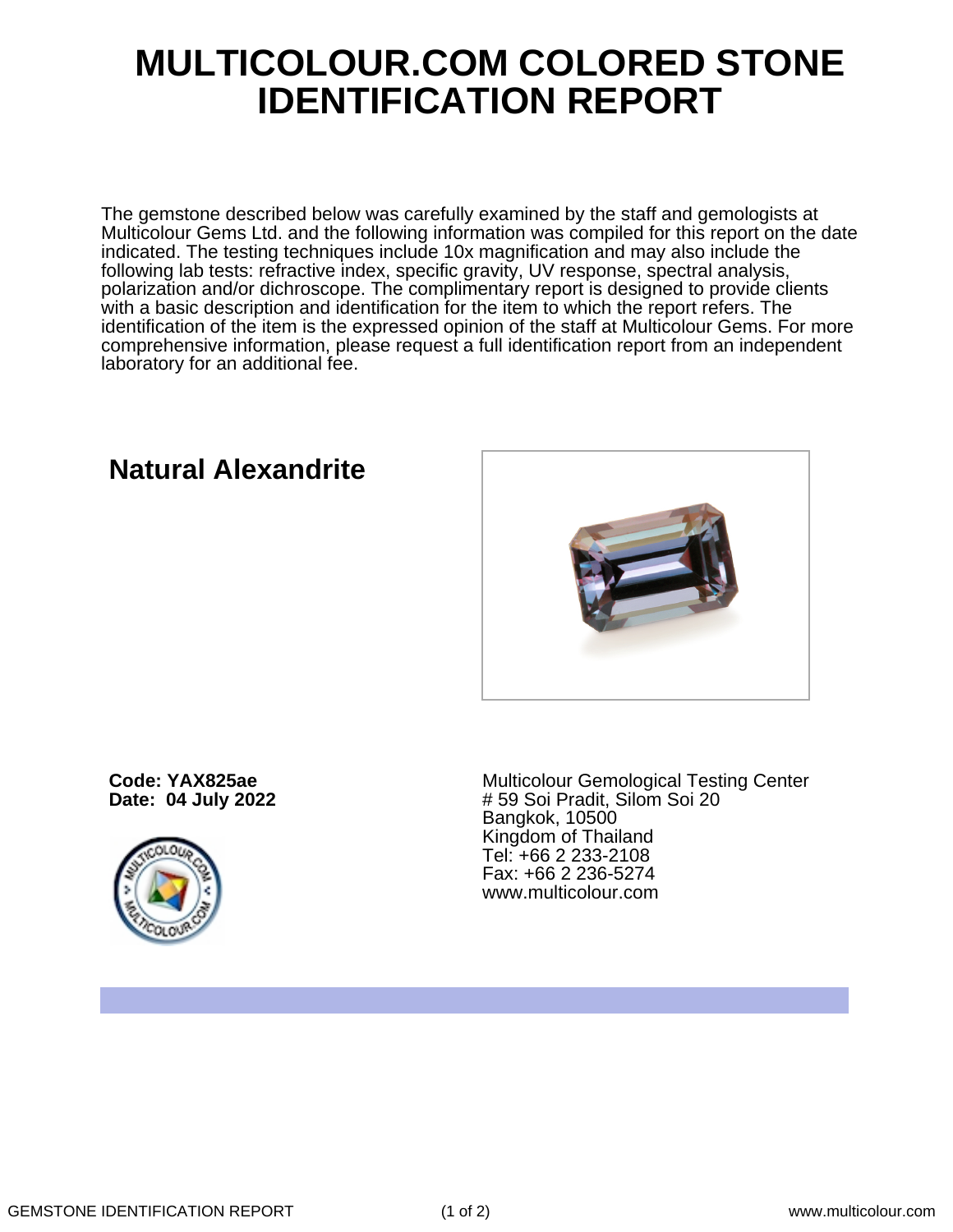# MULTICOLOUR.COM COLORED STONE IDENTIFICATION REPORT

The gemstone described below was carefully examined by the staff and gemologists at Multicolour Gems Ltd. and the following information was compiled for this report on the date indicated. The testing techniques include 10x magnification and may also include the following lab tests: refractive index, specific gravity, UV response, spectral analysis, polarization and/or dichroscope. The complimentary report is designed to provide clients with a basic description and identification for the item to which the report refers. The identification of the item is the expressed opinion of the staff at Multicolour Gems. For more comprehensive information, please request a full identification report from an independent laboratory for an additional fee.

## Natural Alexandrite

**Code: YAX825ae**
**Date: 04 July 2022**

Multicolour Gemological Testing Center
# 59 Soi Pradit, Silom Soi 20
Bangkok, 10500
Kingdom of Thailand
Tel: +66 2 233-2108
Fax: +66 2 236-5274
www.multicolour.com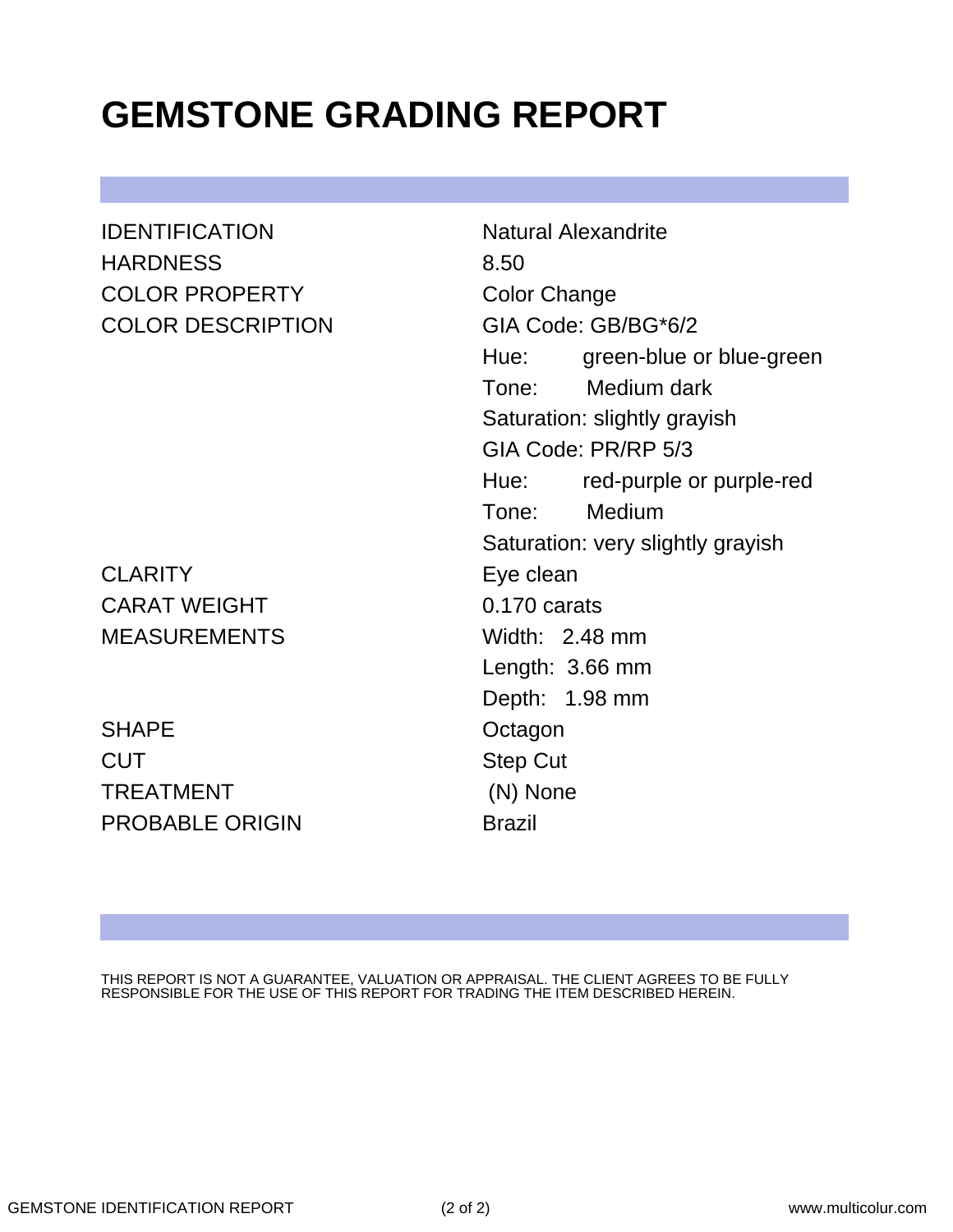# GEMSTONE GRADING REPORT

| | |
|---|---|
| IDENTIFICATION | Natural Alexandrite |
| HARDNESS | 8.50 |
| COLOR PROPERTY | Color Change |
| COLOR DESCRIPTION | GIA Code: GB/BG*6/2 |
| | Hue: green-blue or blue-green |
| | Tone: Medium dark |
| | Saturation: slightly grayish |
| | GIA Code: PR/RP 5/3 |
| | Hue: red-purple or purple-red |
| | Tone: Medium |
| | Saturation: very slightly grayish |
| CLARITY | Eye clean |
| CARAT WEIGHT | 0.170 carats |
| MEASUREMENTS | Width: 2.48 mm |
| | Length: 3.66 mm |
| | Depth: 1.98 mm |
| SHAPE | Octagon |
| CUT | Step Cut |
| TREATMENT | (N) None |
| PROBABLE ORIGIN | Brazil |

THIS REPORT IS NOT A GUARANTEE, VALUATION OR APPRAISAL. THE CLIENT AGREES TO BE FULLY RESPONSIBLE FOR THE USE OF THIS REPORT FOR TRADING THE ITEM DESCRIBED HEREIN.